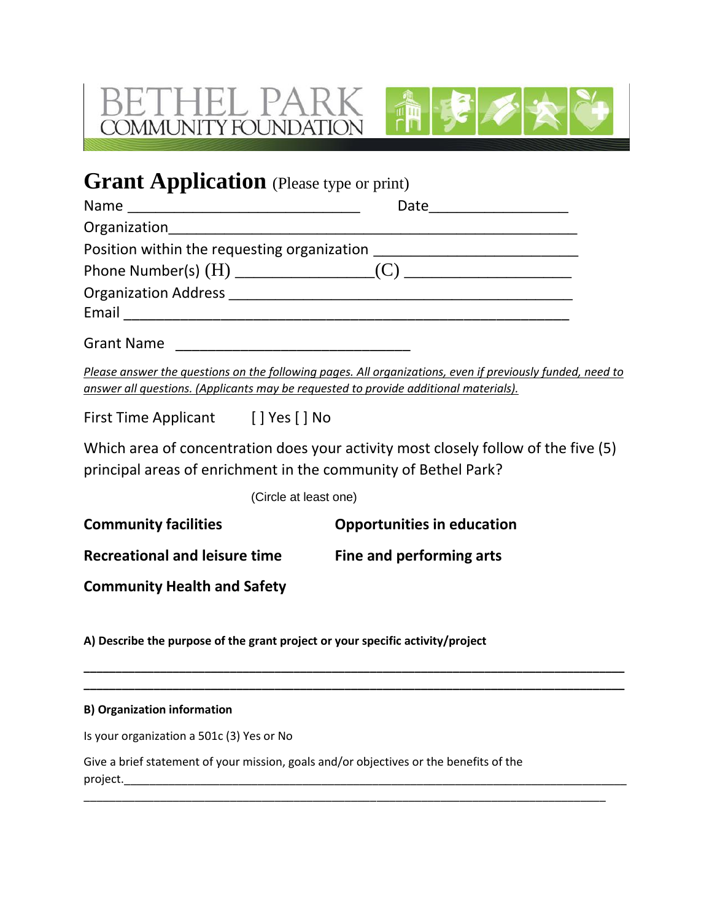# BETHEL PARK COMMUNITY FOUNDATION

## Grant Application (Please type or print)

Name ____________________________ Date_________________

Organization_____________________________________________________

Position within the requesting organization _________________________

Phone Number(s) (H) ________________(C) ____________________

Organization Address ___________________________________________

Email ________________________________________________________

Grant Name _____________________________

*Please answer the questions on the following pages. All organizations, even if previously funded, need to answer all questions. (Applicants may be requested to provide additional materials).*

First Time Applicant [ ] Yes [ ] No

Which area of concentration does your activity most closely follow of the five (5) principal areas of enrichment in the community of Bethel Park?

(Circle at least one)

**Community facilities** **Opportunities in education**

**Recreational and leisure time** **Fine and performing arts**

**Community Health and Safety**

**A) Describe the purpose of the grant project or your specific activity/project**

______________________________________________________________________

______________________________________________________________________

**B) Organization information**

Is your organization a 501c (3) Yes or No

Give a brief statement of your mission, goals and/or objectives or the benefits of the project.______________________________________________________________________

______________________________________________________________________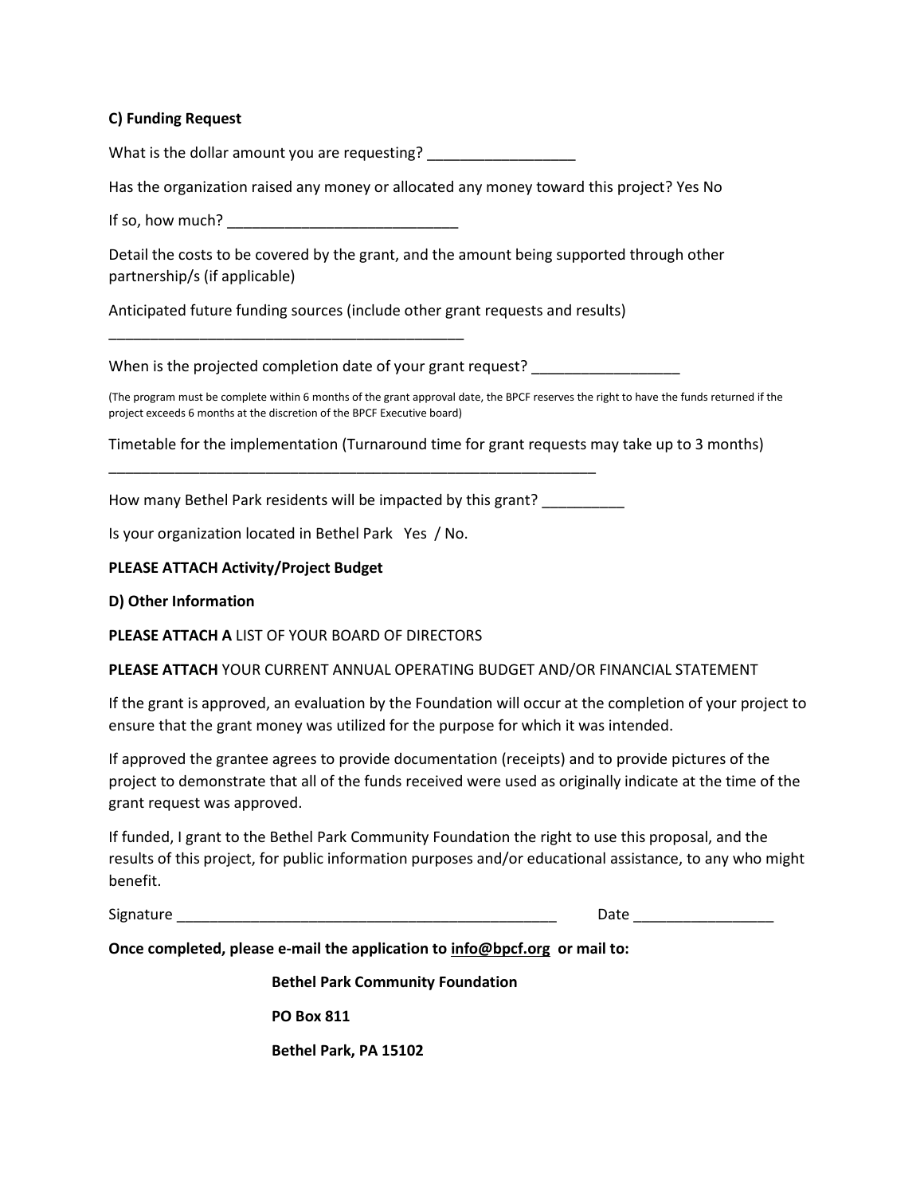**C) Funding Request**

What is the dollar amount you are requesting? _________________

Has the organization raised any money or allocated any money toward this project? Yes No

If so, how much? ___________________________

Detail the costs to be covered by the grant, and the amount being supported through other partnership/s (if applicable)

Anticipated future funding sources (include other grant requests and results)

__________________________________________

When is the projected completion date of your grant request? _________________

(The program must be complete within 6 months of the grant approval date, the BPCF reserves the right to have the funds returned if the project exceeds 6 months at the discretion of the BPCF Executive board)

Timetable for the implementation (Turnaround time for grant requests may take up to 3 months)

_________________________________________________________

How many Bethel Park residents will be impacted by this grant? __________

Is your organization located in Bethel Park Yes / No.

**PLEASE ATTACH Activity/Project Budget**

**D) Other Information**

**PLEASE ATTACH A** LIST OF YOUR BOARD OF DIRECTORS

**PLEASE ATTACH** YOUR CURRENT ANNUAL OPERATING BUDGET AND/OR FINANCIAL STATEMENT

If the grant is approved, an evaluation by the Foundation will occur at the completion of your project to ensure that the grant money was utilized for the purpose for which it was intended.

If approved the grantee agrees to provide documentation (receipts) and to provide pictures of the project to demonstrate that all of the funds received were used as originally indicate at the time of the grant request was approved.

If funded, I grant to the Bethel Park Community Foundation the right to use this proposal, and the results of this project, for public information purposes and/or educational assistance, to any who might benefit.

Signature _____________________________________________ Date ________________

**Once completed, please e-mail the application to info@bpcf.org or mail to:**

**Bethel Park Community Foundation**

**PO Box 811**

**Bethel Park, PA 15102**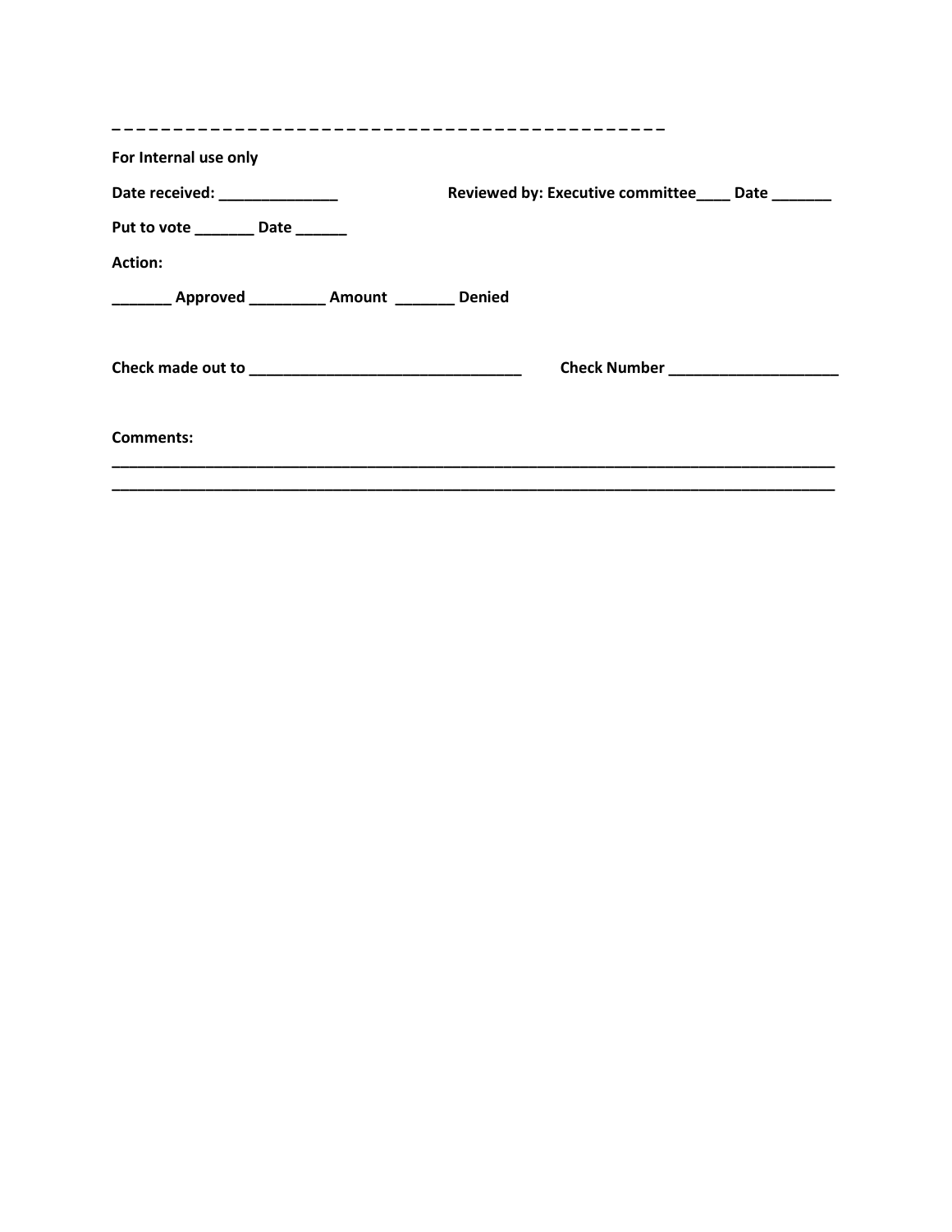_ _ _ _ _ _ _ _ _ _ _ _ _ _ _ _ _ _ _ _ _ _ _ _ _ _ _ _ _ _ _ _ _ _ _ _ _ _ _ _ _ _ _ _ _ _ _

**For Internal use only**

**Date received: ______________** **Reviewed by: Executive committee____ Date _______**

**Put to vote _______ Date ______**

**Action:**

**_______ Approved _________ Amount _______ Denied**

**Check made out to ________________________________** **Check Number ____________________**

**Comments:**

________________________________________________________________________________________

________________________________________________________________________________________